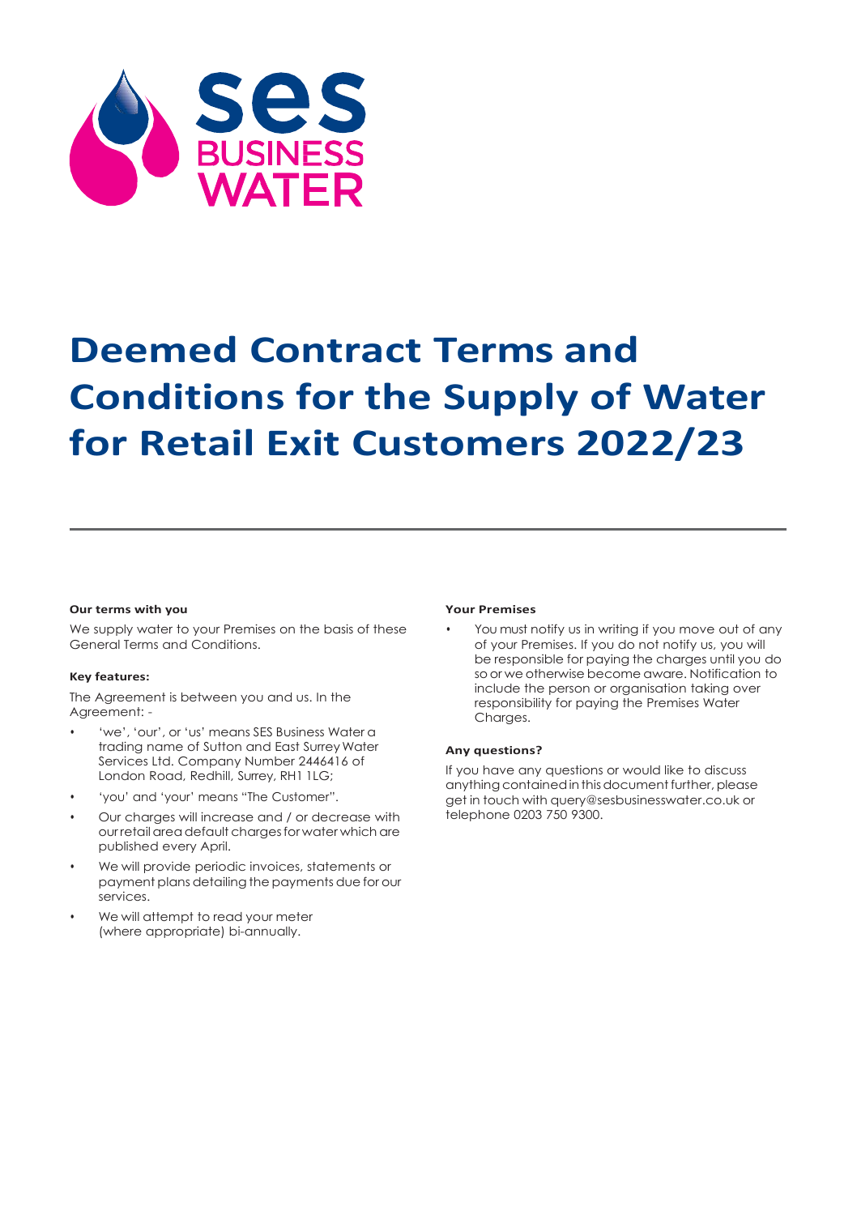# Deemed Contract Terms and Conditions for the Supply of Water for Retail Exit Customers 2022/23

#### Our terms with you

We supply water to your Premises on the basis of these General Terms and Conditions.

#### Key features:

The Agreement is between you and us. In the Agreement: -

- 'we', 'our', or 'us' means SES Business Water a trading name of Sutton and East Surrey Water Services Ltd. Company Number 2446416 of London Road, Redhill, Surrey, RH1 1LG;
- 'you' and 'your' means "The Customer".
- Our charges will increase and / or decrease with our retail area default charges for water which are published every April.
- We will provide periodic invoices, statements or payment plans detailing the payments due for our services.
- We will attempt to read your meter (where appropriate) bi-annually.

#### Your Premises

- You must notify us in writing if you move out of any of your Premises. If you do not notify us, you will be responsible for paying the charges until you do so or we otherwise become aware. Notification to include the person or organisation taking over responsibility for paying the Premises Water Charges.

#### Any questions?

If you have any questions or would like to discuss anything contained in this document further, please get in touch with query@sesbusinesswater.co.uk or telephone 0203 750 9300.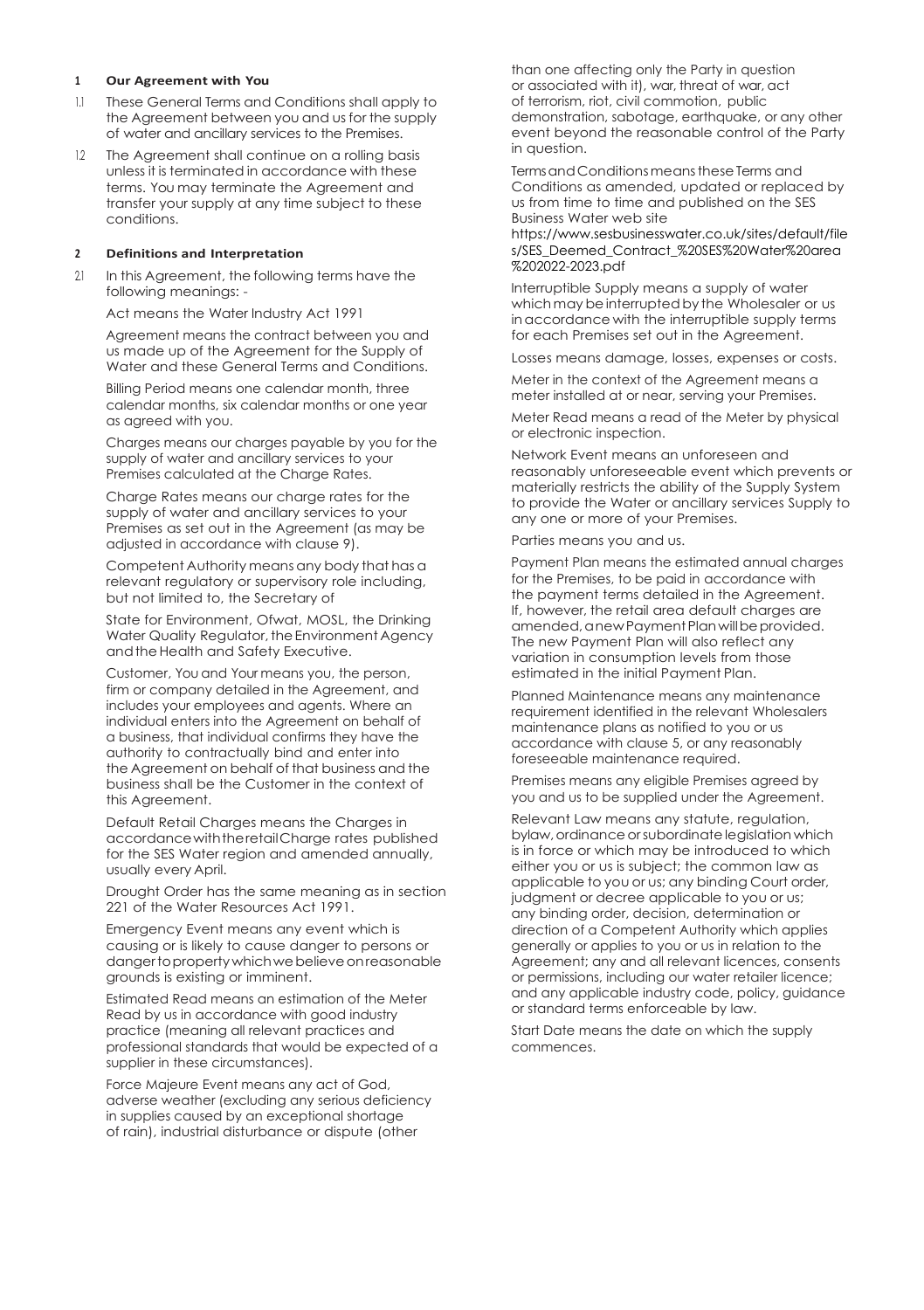## 1 Our Agreement with You

1.1 These General Terms and Conditions shall apply to the Agreement between you and us for the supply of water and ancillary services to the Premises.

1.2 The Agreement shall continue on a rolling basis unless it is terminated in accordance with these terms. You may terminate the Agreement and transfer your supply at any time subject to these conditions.

## 2 Definitions and Interpretation

2.1 In this Agreement, the following terms have the following meanings: -

Act means the Water Industry Act 1991

Agreement means the contract between you and us made up of the Agreement for the Supply of Water and these General Terms and Conditions.

Billing Period means one calendar month, three calendar months, six calendar months or one year as agreed with you.

Charges means our charges payable by you for the supply of water and ancillary services to your Premises calculated at the Charge Rates.

Charge Rates means our charge rates for the supply of water and ancillary services to your Premises as set out in the Agreement (as may be adjusted in accordance with clause 9).

Competent Authority means any body that has a relevant regulatory or supervisory role including, but not limited to, the Secretary of State for Environment, Ofwat, MOSL, the Drinking Water Quality Regulator, the Environment Agency and the Health and Safety Executive.

Customer, You and Your means you, the person, firm or company detailed in the Agreement, and includes your employees and agents. Where an individual enters into the Agreement on behalf of a business, that individual confirms they have the authority to contractually bind and enter into the Agreement on behalf of that business and the business shall be the Customer in the context of this Agreement.

Default Retail Charges means the Charges in accordance with the retail Charge rates published for the SES Water region and amended annually, usually every April.

Drought Order has the same meaning as in section 221 of the Water Resources Act 1991.

Emergency Event means any event which is causing or is likely to cause danger to persons or danger to property which we believe on reasonable grounds is existing or imminent.

Estimated Read means an estimation of the Meter Read by us in accordance with good industry practice (meaning all relevant practices and professional standards that would be expected of a supplier in these circumstances).

Force Majeure Event means any act of God, adverse weather (excluding any serious deficiency in supplies caused by an exceptional shortage of rain), industrial disturbance or dispute (other than one affecting only the Party in question or associated with it), war, threat of war, act of terrorism, riot, civil commotion, public demonstration, sabotage, earthquake, or any other event beyond the reasonable control of the Party in question.

Terms and Conditions means these Terms and Conditions as amended, updated or replaced by us from time to time and published on the SES Business Water web site https://www.sesbusinesswater.co.uk/sites/default/files/SES_Deemed_Contract_%20SES%20Water%20area%202022-2023.pdf

Interruptible Supply means a supply of water which may be interrupted by the Wholesaler or us in accordance with the interruptible supply terms for each Premises set out in the Agreement.

Losses means damage, losses, expenses or costs.

Meter in the context of the Agreement means a meter installed at or near, serving your Premises.

Meter Read means a read of the Meter by physical or electronic inspection.

Network Event means an unforeseen and reasonably unforeseeable event which prevents or materially restricts the ability of the Supply System to provide the Water or ancillary services Supply to any one or more of your Premises.

Parties means you and us.

Payment Plan means the estimated annual charges for the Premises, to be paid in accordance with the payment terms detailed in the Agreement. If, however, the retail area default charges are amended, a new Payment Plan will be provided. The new Payment Plan will also reflect any variation in consumption levels from those estimated in the initial Payment Plan.

Planned Maintenance means any maintenance requirement identified in the relevant Wholesalers maintenance plans as notified to you or us accordance with clause 5, or any reasonably foreseeable maintenance required.

Premises means any eligible Premises agreed by you and us to be supplied under the Agreement.

Relevant Law means any statute, regulation, bylaw, ordinance or subordinate legislation which is in force or which may be introduced to which either you or us is subject; the common law as applicable to you or us; any binding Court order, judgment or decree applicable to you or us; any binding order, decision, determination or direction of a Competent Authority which applies generally or applies to you or us in relation to the Agreement; any and all relevant licences, consents or permissions, including our water retailer licence; and any applicable industry code, policy, guidance or standard terms enforceable by law.

Start Date means the date on which the supply commences.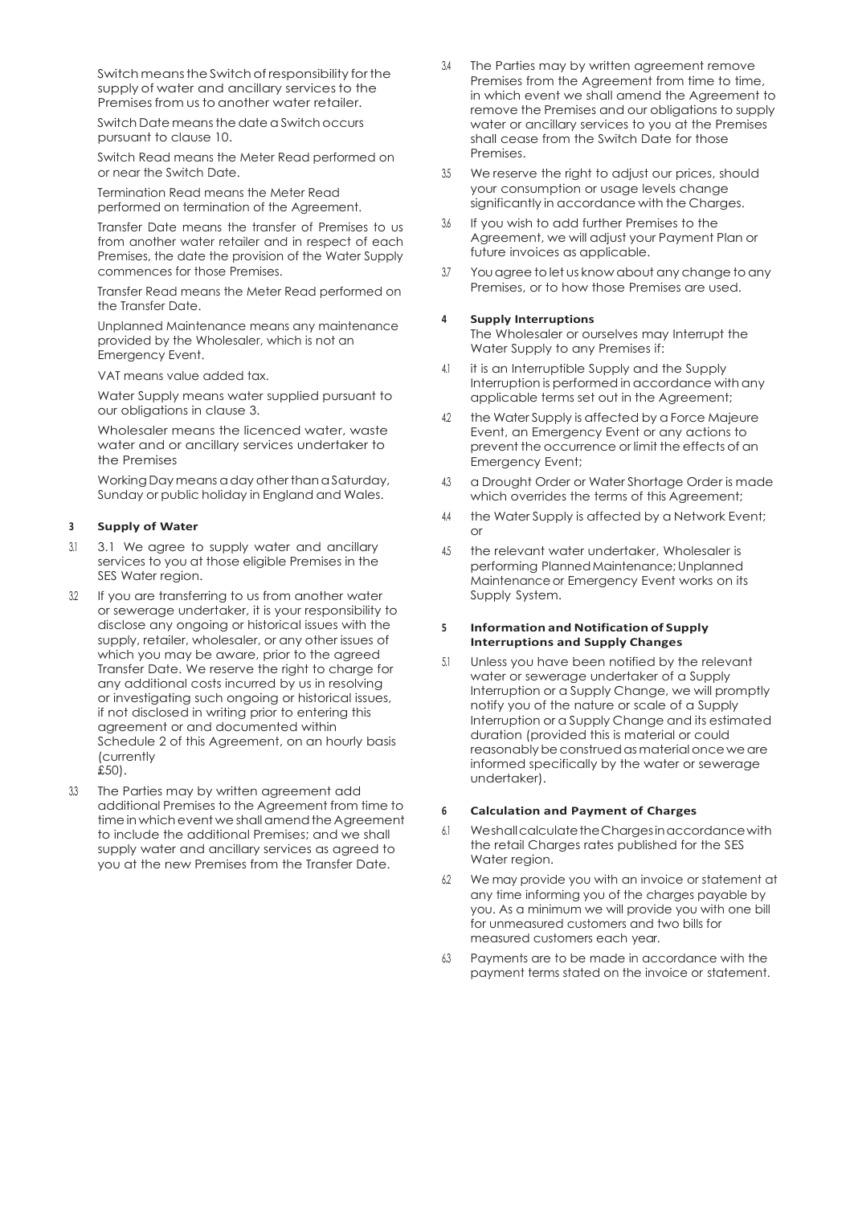Switch means the Switch of responsibility for the supply of water and ancillary services to the Premises from us to another water retailer.

Switch Date means the date a Switch occurs pursuant to clause 10.

Switch Read means the Meter Read performed on or near the Switch Date.

Termination Read means the Meter Read performed on termination of the Agreement.

Transfer Date means the transfer of Premises to us from another water retailer and in respect of each Premises, the date the provision of the Water Supply commences for those Premises.

Transfer Read means the Meter Read performed on the Transfer Date.

Unplanned Maintenance means any maintenance provided by the Wholesaler, which is not an Emergency Event.

VAT means value added tax.

Water Supply means water supplied pursuant to our obligations in clause 3.

Wholesaler means the licenced water, waste water and or ancillary services undertaker to the Premises

Working Day means a day other than a Saturday, Sunday or public holiday in England and Wales.

## 3 Supply of Water

3.1 3.1 We agree to supply water and ancillary services to you at those eligible Premises in the SES Water region.

3.2 If you are transferring to us from another water or sewerage undertaker, it is your responsibility to disclose any ongoing or historical issues with the supply, retailer, wholesaler, or any other issues of which you may be aware, prior to the agreed Transfer Date. We reserve the right to charge for any additional costs incurred by us in resolving or investigating such ongoing or historical issues, if not disclosed in writing prior to entering this agreement or and documented within Schedule 2 of this Agreement, on an hourly basis (currently £50).

3.3 The Parties may by written agreement add additional Premises to the Agreement from time to time in which event we shall amend the Agreement to include the additional Premises; and we shall supply water and ancillary services as agreed to you at the new Premises from the Transfer Date.

3.4 The Parties may by written agreement remove Premises from the Agreement from time to time, in which event we shall amend the Agreement to remove the Premises and our obligations to supply water or ancillary services to you at the Premises shall cease from the Switch Date for those Premises.

3.5 We reserve the right to adjust our prices, should your consumption or usage levels change significantly in accordance with the Charges.

3.6 If you wish to add further Premises to the Agreement, we will adjust your Payment Plan or future invoices as applicable.

3.7 You agree to let us know about any change to any Premises, or to how those Premises are used.

## 4 Supply Interruptions

The Wholesaler or ourselves may Interrupt the Water Supply to any Premises if:

4.1 it is an Interruptible Supply and the Supply Interruption is performed in accordance with any applicable terms set out in the Agreement;

4.2 the Water Supply is affected by a Force Majeure Event, an Emergency Event or any actions to prevent the occurrence or limit the effects of an Emergency Event;

4.3 a Drought Order or Water Shortage Order is made which overrides the terms of this Agreement;

4.4 the Water Supply is affected by a Network Event; or

4.5 the relevant water undertaker, Wholesaler is performing Planned Maintenance; Unplanned Maintenance or Emergency Event works on its Supply System.

## 5 Information and Notification of Supply Interruptions and Supply Changes

5.1 Unless you have been notified by the relevant water or sewerage undertaker of a Supply Interruption or a Supply Change, we will promptly notify you of the nature or scale of a Supply Interruption or a Supply Change and its estimated duration (provided this is material or could reasonably be construed as material once we are informed specifically by the water or sewerage undertaker).

## 6 Calculation and Payment of Charges

6.1 We shall calculate the Charges in accordance with the retail Charges rates published for the SES Water region.

6.2 We may provide you with an invoice or statement at any time informing you of the charges payable by you. As a minimum we will provide you with one bill for unmeasured customers and two bills for measured customers each year.

6.3 Payments are to be made in accordance with the payment terms stated on the invoice or statement.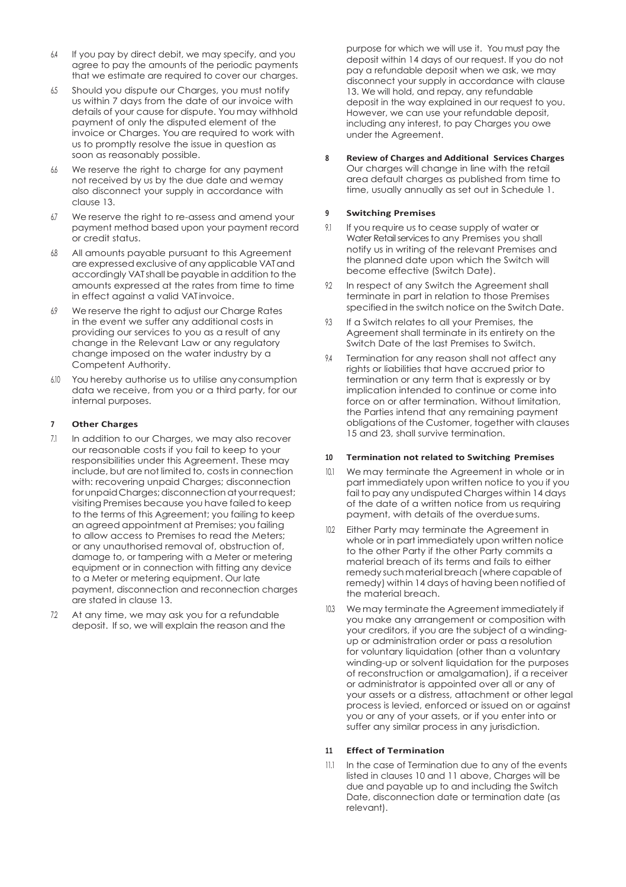6.4 If you pay by direct debit, we may specify, and you agree to pay the amounts of the periodic payments that we estimate are required to cover our charges.

6.5 Should you dispute our Charges, you must notify us within 7 days from the date of our invoice with details of your cause for dispute. You may withhold payment of only the disputed element of the invoice or Charges. You are required to work with us to promptly resolve the issue in question as soon as reasonably possible.

6.6 We reserve the right to charge for any payment not received by us by the due date and wemay also disconnect your supply in accordance with clause 13.

6.7 We reserve the right to re-assess and amend your payment method based upon your payment record or credit status.

6.8 All amounts payable pursuant to this Agreement are expressed exclusive of any applicable VAT and accordingly VAT shall be payable in addition to the amounts expressed at the rates from time to time in effect against a valid VAT invoice.

6.9 We reserve the right to adjust our Charge Rates in the event we suffer any additional costs in providing our services to you as a result of any change in the Relevant Law or any regulatory change imposed on the water industry by a Competent Authority.

6.10 You hereby authorise us to utilise any consumption data we receive, from you or a third party, for our internal purposes.

## 7 Other Charges

7.1 In addition to our Charges, we may also recover our reasonable costs if you fail to keep to your responsibilities under this Agreement. These may include, but are not limited to, costs in connection with: recovering unpaid Charges; disconnection for unpaid Charges; disconnection at your request; visiting Premises because you have failed to keep to the terms of this Agreement; you failing to keep an agreed appointment at Premises; you failing to allow access to Premises to read the Meters; or any unauthorised removal of, obstruction of, damage to, or tampering with a Meter or metering equipment or in connection with fitting any device to a Meter or metering equipment. Our late payment, disconnection and reconnection charges are stated in clause 13.

7.2 At any time, we may ask you for a refundable deposit. If so, we will explain the reason and the purpose for which we will use it. You must pay the deposit within 14 days of our request. If you do not pay a refundable deposit when we ask, we may disconnect your supply in accordance with clause 13. We will hold, and repay, any refundable deposit in the way explained in our request to you. However, we can use your refundable deposit, including any interest, to pay Charges you owe under the Agreement.

## 8 Review of Charges and Additional Services Charges

Our charges will change in line with the retail area default charges as published from time to time, usually annually as set out in Schedule 1.

## 9 Switching Premises

9.1 If you require us to cease supply of water or Water Retail services to any Premises you shall notify us in writing of the relevant Premises and the planned date upon which the Switch will become effective (Switch Date).

9.2 In respect of any Switch the Agreement shall terminate in part in relation to those Premises specified in the switch notice on the Switch Date.

9.3 If a Switch relates to all your Premises, the Agreement shall terminate in its entirety on the Switch Date of the last Premises to Switch.

9.4 Termination for any reason shall not affect any rights or liabilities that have accrued prior to termination or any term that is expressly or by implication intended to continue or come into force on or after termination. Without limitation, the Parties intend that any remaining payment obligations of the Customer, together with clauses 15 and 23, shall survive termination.

## 10 Termination not related to Switching Premises

10.1 We may terminate the Agreement in whole or in part immediately upon written notice to you if you fail to pay any undisputed Charges within 14 days of the date of a written notice from us requiring payment, with details of the overdue sums.

10.2 Either Party may terminate the Agreement in whole or in part immediately upon written notice to the other Party if the other Party commits a material breach of its terms and fails to either remedy such material breach (where capable of remedy) within 14 days of having been notified of the material breach.

10.3 We may terminate the Agreement immediately if you make any arrangement or composition with your creditors, if you are the subject of a winding-up or administration order or pass a resolution for voluntary liquidation (other than a voluntary winding-up or solvent liquidation for the purposes of reconstruction or amalgamation), if a receiver or administrator is appointed over all or any of your assets or a distress, attachment or other legal process is levied, enforced or issued on or against you or any of your assets, or if you enter into or suffer any similar process in any jurisdiction.

## 11 Effect of Termination

11.1 In the case of Termination due to any of the events listed in clauses 10 and 11 above, Charges will be due and payable up to and including the Switch Date, disconnection date or termination date (as relevant).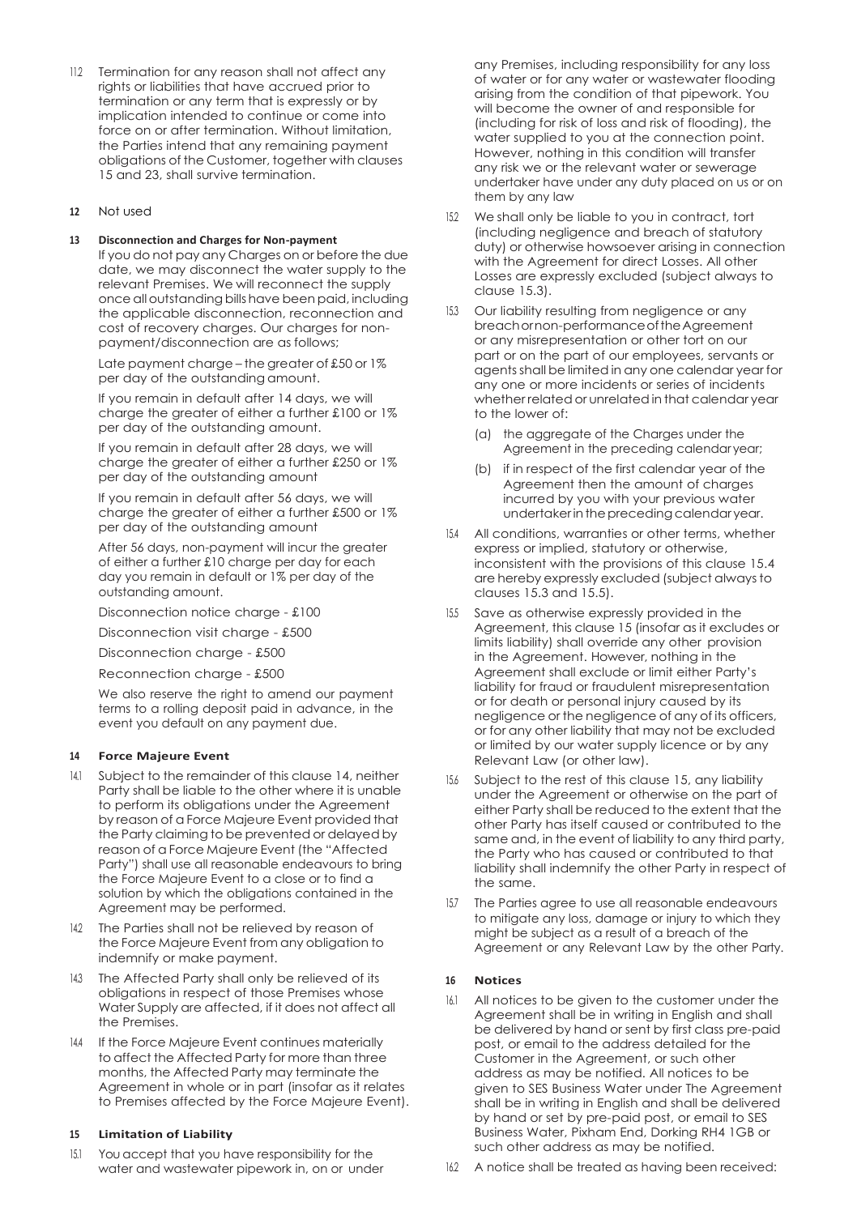11.2 Termination for any reason shall not affect any rights or liabilities that have accrued prior to termination or any term that is expressly or by implication intended to continue or come into force on or after termination. Without limitation, the Parties intend that any remaining payment obligations of the Customer, together with clauses 15 and 23, shall survive termination.

**12** Not used

**13 Disconnection and Charges for Non-payment**

If you do not pay any Charges on or before the due date, we may disconnect the water supply to the relevant Premises. We will reconnect the supply once all outstanding bills have been paid, including the applicable disconnection, reconnection and cost of recovery charges. Our charges for non-payment/disconnection are as follows;

Late payment charge – the greater of £50 or 1% per day of the outstanding amount.

If you remain in default after 14 days, we will charge the greater of either a further £100 or 1% per day of the outstanding amount.

If you remain in default after 28 days, we will charge the greater of either a further £250 or 1% per day of the outstanding amount

If you remain in default after 56 days, we will charge the greater of either a further £500 or 1% per day of the outstanding amount

After 56 days, non-payment will incur the greater of either a further £10 charge per day for each day you remain in default or 1% per day of the outstanding amount.

Disconnection notice charge - £100

Disconnection visit charge - £500

Disconnection charge - £500

Reconnection charge - £500

We also reserve the right to amend our payment terms to a rolling deposit paid in advance, in the event you default on any payment due.

**14 Force Majeure Event**

14.1 Subject to the remainder of this clause 14, neither Party shall be liable to the other where it is unable to perform its obligations under the Agreement by reason of a Force Majeure Event provided that the Party claiming to be prevented or delayed by reason of a Force Majeure Event (the "Affected Party") shall use all reasonable endeavours to bring the Force Majeure Event to a close or to find a solution by which the obligations contained in the Agreement may be performed.

14.2 The Parties shall not be relieved by reason of the Force Majeure Event from any obligation to indemnify or make payment.

14.3 The Affected Party shall only be relieved of its obligations in respect of those Premises whose Water Supply are affected, if it does not affect all the Premises.

14.4 If the Force Majeure Event continues materially to affect the Affected Party for more than three months, the Affected Party may terminate the Agreement in whole or in part (insofar as it relates to Premises affected by the Force Majeure Event).

**15 Limitation of Liability**

15.1 You accept that you have responsibility for the water and wastewater pipework in, on or under any Premises, including responsibility for any loss of water or for any water or wastewater flooding arising from the condition of that pipework. You will become the owner of and responsible for (including for risk of loss and risk of flooding), the water supplied to you at the connection point. However, nothing in this condition will transfer any risk we or the relevant water or sewerage undertaker have under any duty placed on us or on them by any law

15.2 We shall only be liable to you in contract, tort (including negligence and breach of statutory duty) or otherwise howsoever arising in connection with the Agreement for direct Losses. All other Losses are expressly excluded (subject always to clause 15.3).

15.3 Our liability resulting from negligence or any breach or non-performance of the Agreement or any misrepresentation or other tort on our part or on the part of our employees, servants or agents shall be limited in any one calendar year for any one or more incidents or series of incidents whether related or unrelated in that calendar year to the lower of:

(a) the aggregate of the Charges under the Agreement in the preceding calendar year;

(b) if in respect of the first calendar year of the Agreement then the amount of charges incurred by you with your previous water undertaker in the preceding calendar year.

15.4 All conditions, warranties or other terms, whether express or implied, statutory or otherwise, inconsistent with the provisions of this clause 15.4 are hereby expressly excluded (subject always to clauses 15.3 and 15.5).

15.5 Save as otherwise expressly provided in the Agreement, this clause 15 (insofar as it excludes or limits liability) shall override any other provision in the Agreement. However, nothing in the Agreement shall exclude or limit either Party's liability for fraud or fraudulent misrepresentation or for death or personal injury caused by its negligence or the negligence of any of its officers, or for any other liability that may not be excluded or limited by our water supply licence or by any Relevant Law (or other law).

15.6 Subject to the rest of this clause 15, any liability under the Agreement or otherwise on the part of either Party shall be reduced to the extent that the other Party has itself caused or contributed to the same and, in the event of liability to any third party, the Party who has caused or contributed to that liability shall indemnify the other Party in respect of the same.

15.7 The Parties agree to use all reasonable endeavours to mitigate any loss, damage or injury to which they might be subject as a result of a breach of the Agreement or any Relevant Law by the other Party.

**16 Notices**

16.1 All notices to be given to the customer under the Agreement shall be in writing in English and shall be delivered by hand or sent by first class pre-paid post, or email to the address detailed for the Customer in the Agreement, or such other address as may be notified. All notices to be given to SES Business Water under The Agreement shall be in writing in English and shall be delivered by hand or set by pre-paid post, or email to SES Business Water, Pixham End, Dorking RH4 1GB or such other address as may be notified.

16.2 A notice shall be treated as having been received: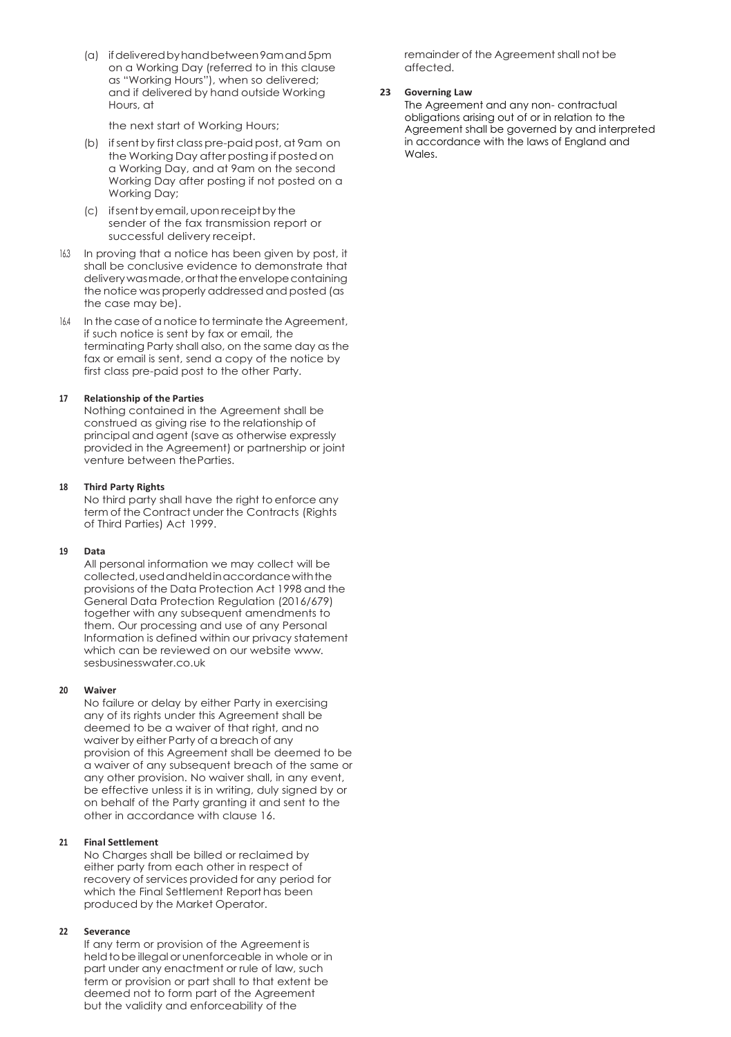(a) if delivered by hand between 9am and 5pm on a Working Day (referred to in this clause as "Working Hours"), when so delivered; and if delivered by hand outside Working Hours, at

the next start of Working Hours;

(b) if sent by first class pre-paid post, at 9am on the Working Day after posting if posted on a Working Day, and at 9am on the second Working Day after posting if not posted on a Working Day;

(c) if sent by email, upon receipt by the sender of the fax transmission report or successful delivery receipt.

16.3 In proving that a notice has been given by post, it shall be conclusive evidence to demonstrate that delivery was made, or that the envelope containing the notice was properly addressed and posted (as the case may be).

16.4 In the case of a notice to terminate the Agreement, if such notice is sent by fax or email, the terminating Party shall also, on the same day as the fax or email is sent, send a copy of the notice by first class pre-paid post to the other Party.

**17 Relationship of the Parties**

Nothing contained in the Agreement shall be construed as giving rise to the relationship of principal and agent (save as otherwise expressly provided in the Agreement) or partnership or joint venture between the Parties.

**18 Third Party Rights**

No third party shall have the right to enforce any term of the Contract under the Contracts (Rights of Third Parties) Act 1999.

**19 Data**

All personal information we may collect will be collected, used and held in accordance with the provisions of the Data Protection Act 1998 and the General Data Protection Regulation (2016/679) together with any subsequent amendments to them. Our processing and use of any Personal Information is defined within our privacy statement which can be reviewed on our website www.sesbusinesswater.co.uk

**20 Waiver**

No failure or delay by either Party in exercising any of its rights under this Agreement shall be deemed to be a waiver of that right, and no waiver by either Party of a breach of any provision of this Agreement shall be deemed to be a waiver of any subsequent breach of the same or any other provision. No waiver shall, in any event, be effective unless it is in writing, duly signed by or on behalf of the Party granting it and sent to the other in accordance with clause 16.

**21 Final Settlement**

No Charges shall be billed or reclaimed by either party from each other in respect of recovery of services provided for any period for which the Final Settlement Report has been produced by the Market Operator.

**22 Severance**

If any term or provision of the Agreement is held to be illegal or unenforceable in whole or in part under any enactment or rule of law, such term or provision or part shall to that extent be deemed not to form part of the Agreement but the validity and enforceability of the remainder of the Agreement shall not be affected.

**23 Governing Law**

The Agreement and any non- contractual obligations arising out of or in relation to the Agreement shall be governed by and interpreted in accordance with the laws of England and Wales.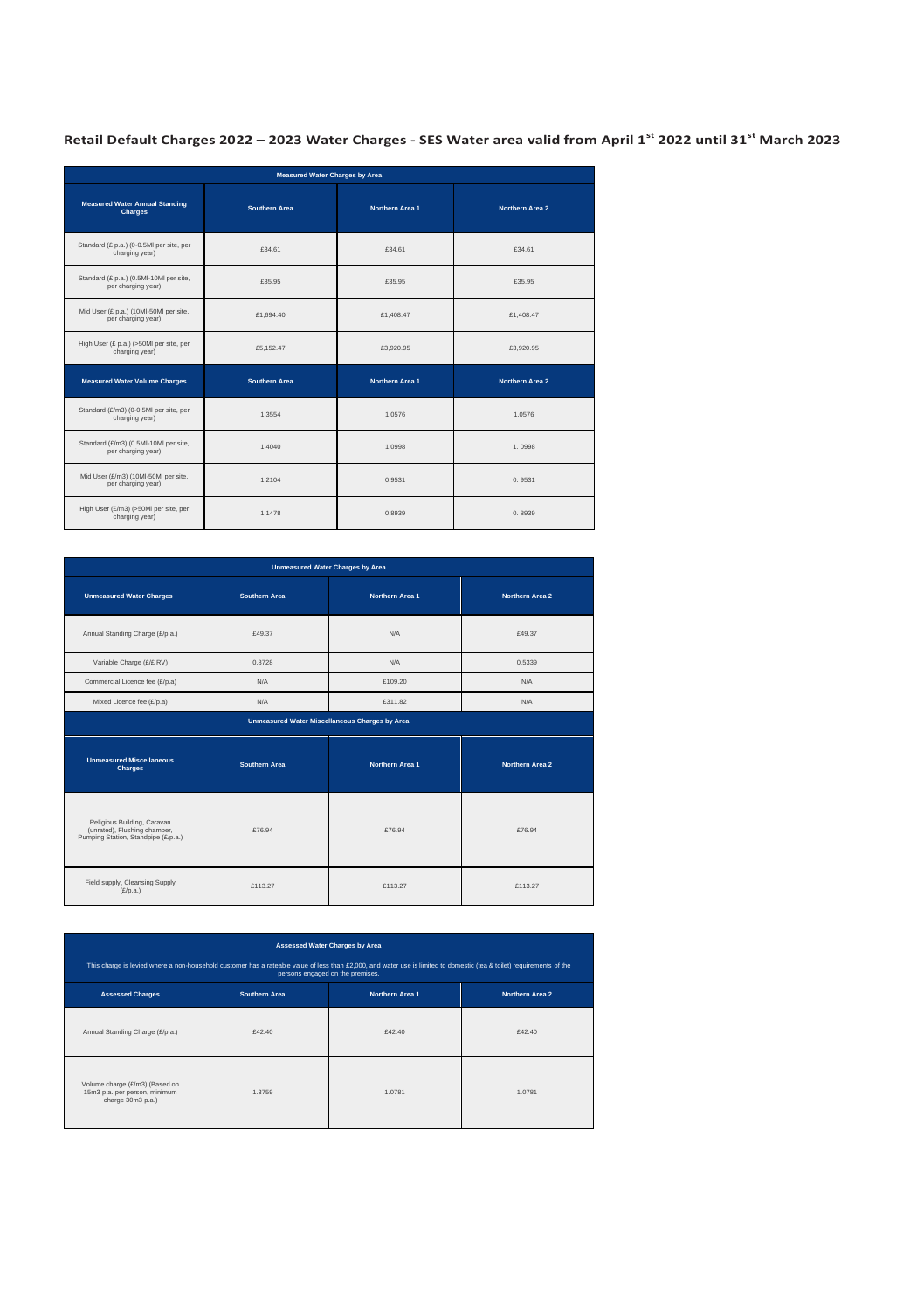## Retail Default Charges 2022 – 2023 Water Charges - SES Water area valid from April 1st 2022 until 31st March 2023

| Measured Water Charges by Area | | | |
|---|---|---|---|
| **Measured Water Annual Standing Charges** | **Southern Area** | **Northern Area 1** | **Northern Area 2** |
| Standard (£ p.a.) (0-0.5Ml per site, per charging year) | £34.61 | £34.61 | £34.61 |
| Standard (£ p.a.) (0.5Ml-10Ml per site, per charging year) | £35.95 | £35.95 | £35.95 |
| Mid User (£ p.a.) (10Ml-50Ml per site, per charging year) | £1,694.40 | £1,408.47 | £1,408.47 |
| High User (£ p.a.) (>50Ml per site, per charging year) | £5,152.47 | £3,920.95 | £3,920.95 |
| **Measured Water Volume Charges** | **Southern Area** | **Northern Area 1** | **Northern Area 2** |
| Standard (£/m3) (0-0.5Ml per site, per charging year) | 1.3554 | 1.0576 | 1.0576 |
| Standard (£/m3) (0.5Ml-10Ml per site, per charging year) | 1.4040 | 1.0998 | 1. 0998 |
| Mid User (£/m3) (10Ml-50Ml per site, per charging year) | 1.2104 | 0.9531 | 0. 9531 |
| High User (£/m3) (>50Ml per site, per charging year) | 1.1478 | 0.8939 | 0. 8939 |

| Unmeasured Water Charges by Area | | | |
|---|---|---|---|
| **Unmeasured Water Charges** | **Southern Area** | **Northern Area 1** | **Northern Area 2** |
| Annual Standing Charge (£/p.a.) | £49.37 | N/A | £49.37 |
| Variable Charge (£/£ RV) | 0.8728 | N/A | 0.5339 |
| Commercial Licence fee (£/p.a) | N/A | £109.20 | N/A |
| Mixed Licence fee (£/p.a) | N/A | £311.82 | N/A |
| **Unmeasured Water Miscellaneous Charges by Area** | | | |
| **Unmeasured Miscellaneous Charges** | **Southern Area** | **Northern Area 1** | **Northern Area 2** |
| Religious Building, Caravan (unrated), Flushing chamber, Pumping Station, Standpipe (£/p.a.) | £76.94 | £76.94 | £76.94 |
| Field supply, Cleansing Supply (£/p.a.) | £113.27 | £113.27 | £113.27 |

| Assessed Water Charges by Area | | | |
|---|---|---|---|
| This charge is levied where a non-household customer has a rateable value of less than £2,000, and water use is limited to domestic (tea & toilet) requirements of the persons engaged on the premises. | | | |
| **Assessed Charges** | **Southern Area** | **Northern Area 1** | **Northern Area 2** |
| Annual Standing Charge (£/p.a.) | £42.40 | £42.40 | £42.40 |
| Volume charge (£/m3) (Based on 15m3 p.a. per person, minimum charge 30m3 p.a.) | 1.3759 | 1.0781 | 1.0781 |